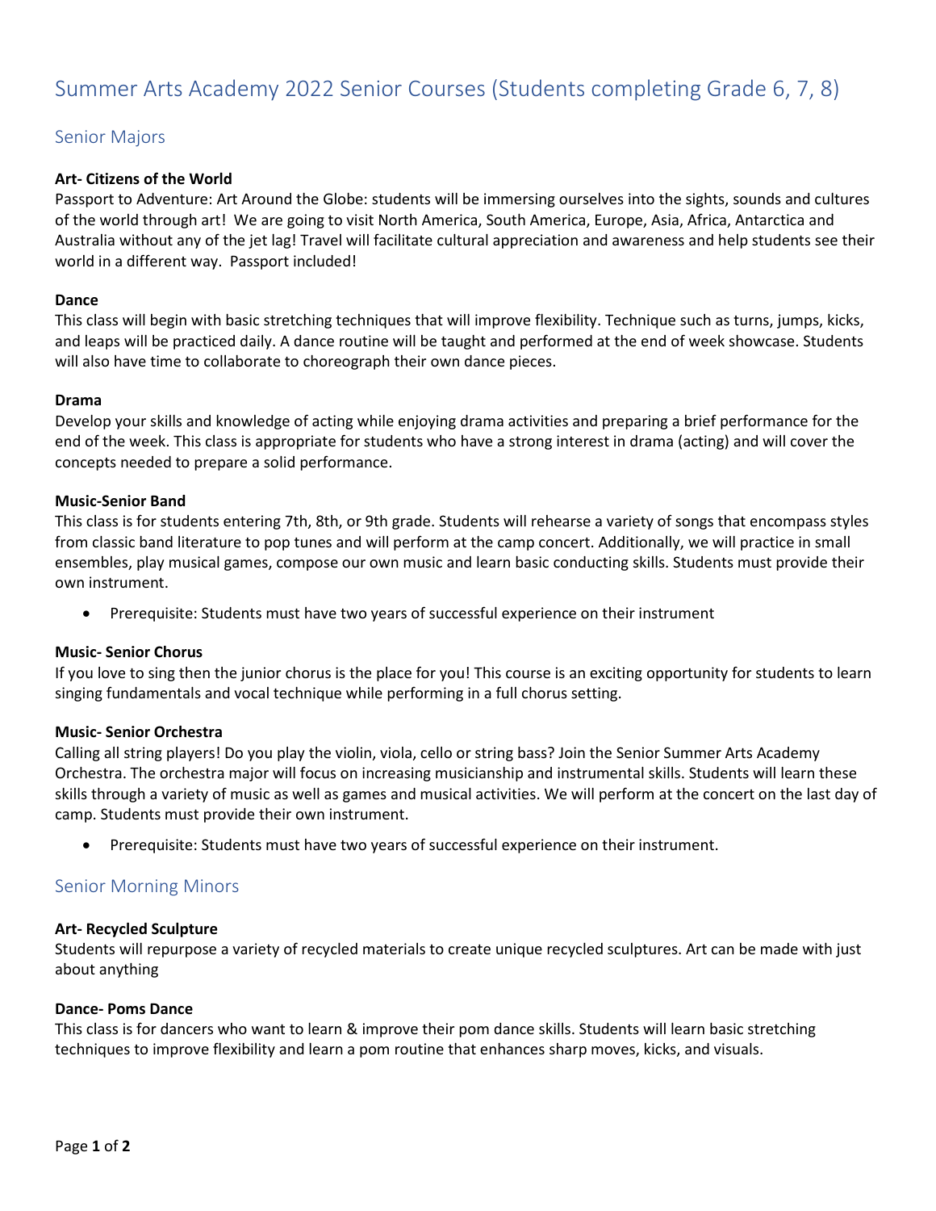# Summer Arts Academy 2022 Senior Courses (Students completing Grade 6, 7, 8)

## Senior Majors

**Art- Citizens of the World**

Passport to Adventure: Art Around the Globe: students will be immersing ourselves into the sights, sounds and cultures of the world through art! We are going to visit North America, South America, Europe, Asia, Africa, Antarctica and Australia without any of the jet lag! Travel will facilitate cultural appreciation and awareness and help students see their world in a different way. Passport included!

**Dance**

This class will begin with basic stretching techniques that will improve flexibility. Technique such as turns, jumps, kicks, and leaps will be practiced daily. A dance routine will be taught and performed at the end of week showcase. Students will also have time to collaborate to choreograph their own dance pieces.

**Drama**

Develop your skills and knowledge of acting while enjoying drama activities and preparing a brief performance for the end of the week. This class is appropriate for students who have a strong interest in drama (acting) and will cover the concepts needed to prepare a solid performance.

**Music-Senior Band**

This class is for students entering 7th, 8th, or 9th grade. Students will rehearse a variety of songs that encompass styles from classic band literature to pop tunes and will perform at the camp concert. Additionally, we will practice in small ensembles, play musical games, compose our own music and learn basic conducting skills. Students must provide their own instrument.

- Prerequisite: Students must have two years of successful experience on their instrument

**Music- Senior Chorus**

If you love to sing then the junior chorus is the place for you! This course is an exciting opportunity for students to learn singing fundamentals and vocal technique while performing in a full chorus setting.

**Music- Senior Orchestra**

Calling all string players! Do you play the violin, viola, cello or string bass? Join the Senior Summer Arts Academy Orchestra. The orchestra major will focus on increasing musicianship and instrumental skills. Students will learn these skills through a variety of music as well as games and musical activities. We will perform at the concert on the last day of camp. Students must provide their own instrument.

- Prerequisite: Students must have two years of successful experience on their instrument.

## Senior Morning Minors

**Art- Recycled Sculpture**

Students will repurpose a variety of recycled materials to create unique recycled sculptures. Art can be made with just about anything

**Dance- Poms Dance**

This class is for dancers who want to learn & improve their pom dance skills. Students will learn basic stretching techniques to improve flexibility and learn a pom routine that enhances sharp moves, kicks, and visuals.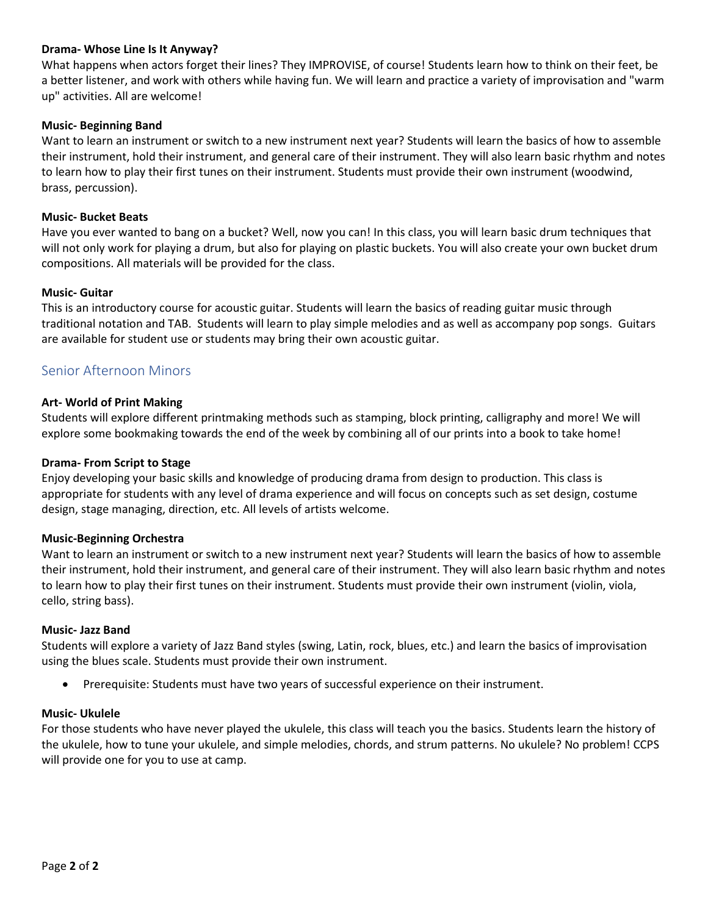**Drama- Whose Line Is It Anyway?**

What happens when actors forget their lines? They IMPROVISE, of course! Students learn how to think on their feet, be a better listener, and work with others while having fun. We will learn and practice a variety of improvisation and "warm up" activities. All are welcome!

**Music- Beginning Band**

Want to learn an instrument or switch to a new instrument next year? Students will learn the basics of how to assemble their instrument, hold their instrument, and general care of their instrument. They will also learn basic rhythm and notes to learn how to play their first tunes on their instrument. Students must provide their own instrument (woodwind, brass, percussion).

**Music- Bucket Beats**

Have you ever wanted to bang on a bucket? Well, now you can! In this class, you will learn basic drum techniques that will not only work for playing a drum, but also for playing on plastic buckets. You will also create your own bucket drum compositions. All materials will be provided for the class.

**Music- Guitar**

This is an introductory course for acoustic guitar. Students will learn the basics of reading guitar music through traditional notation and TAB. Students will learn to play simple melodies and as well as accompany pop songs. Guitars are available for student use or students may bring their own acoustic guitar.

## Senior Afternoon Minors

**Art- World of Print Making**

Students will explore different printmaking methods such as stamping, block printing, calligraphy and more! We will explore some bookmaking towards the end of the week by combining all of our prints into a book to take home!

**Drama- From Script to Stage**

Enjoy developing your basic skills and knowledge of producing drama from design to production. This class is appropriate for students with any level of drama experience and will focus on concepts such as set design, costume design, stage managing, direction, etc. All levels of artists welcome.

**Music-Beginning Orchestra**

Want to learn an instrument or switch to a new instrument next year? Students will learn the basics of how to assemble their instrument, hold their instrument, and general care of their instrument. They will also learn basic rhythm and notes to learn how to play their first tunes on their instrument. Students must provide their own instrument (violin, viola, cello, string bass).

**Music- Jazz Band**

Students will explore a variety of Jazz Band styles (swing, Latin, rock, blues, etc.) and learn the basics of improvisation using the blues scale. Students must provide their own instrument.

- Prerequisite: Students must have two years of successful experience on their instrument.

**Music- Ukulele**

For those students who have never played the ukulele, this class will teach you the basics. Students learn the history of the ukulele, how to tune your ukulele, and simple melodies, chords, and strum patterns. No ukulele? No problem! CCPS will provide one for you to use at camp.